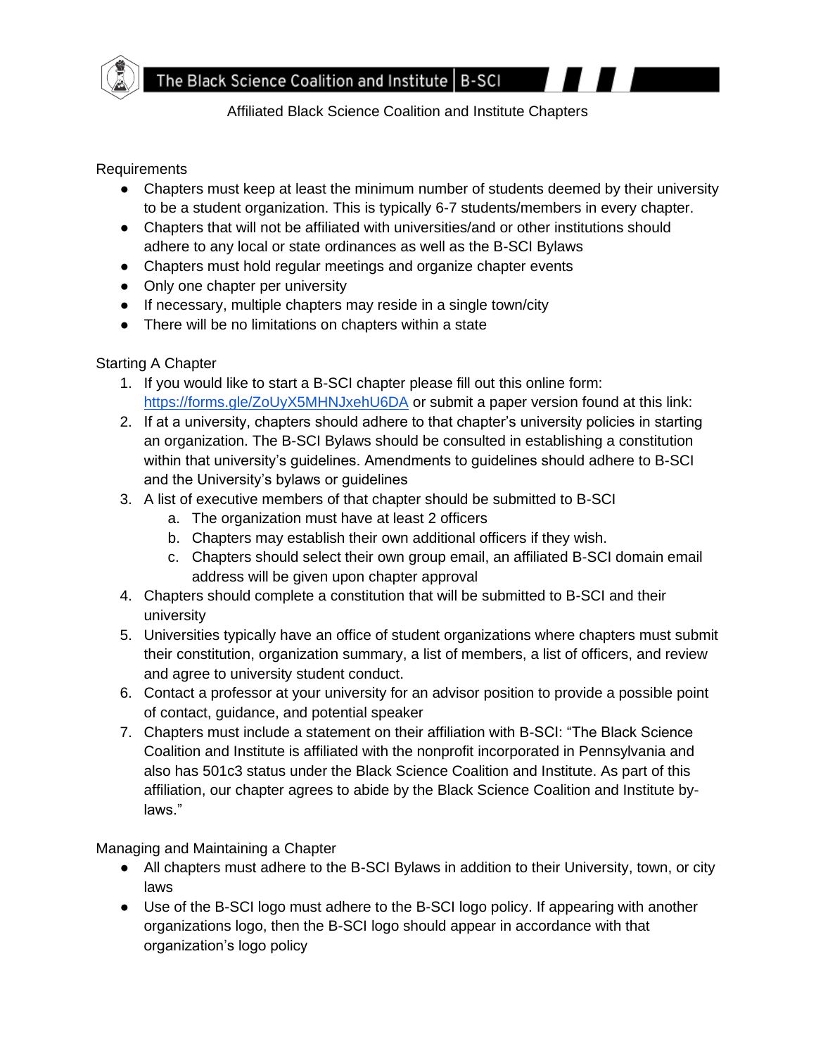# The Black Science Coalition and Institute | B-SCI

Affiliated Black Science Coalition and Institute Chapters

## Requirements

- Chapters must keep at least the minimum number of students deemed by their university to be a student organization. This is typically 6-7 students/members in every chapter.
- Chapters that will not be affiliated with universities/and or other institutions should adhere to any local or state ordinances as well as the B-SCI Bylaws
- Chapters must hold regular meetings and organize chapter events
- Only one chapter per university
- If necessary, multiple chapters may reside in a single town/city
- There will be no limitations on chapters within a state

## Starting A Chapter

1. If you would like to start a B-SCI chapter please fill out this online form: [https://forms.gle/ZoUyX5MHNJxehU6DA](https://forms.gle/ZoUyX5MHNJxehU6DA) or submit a paper version found at this link:
2. If at a university, chapters should adhere to that chapter's university policies in starting an organization. The B-SCI Bylaws should be consulted in establishing a constitution within that university's guidelines. Amendments to guidelines should adhere to B-SCI and the University's bylaws or guidelines
3. A list of executive members of that chapter should be submitted to B-SCI
   a. The organization must have at least 2 officers
   b. Chapters may establish their own additional officers if they wish.
   c. Chapters should select their own group email, an affiliated B-SCI domain email address will be given upon chapter approval
4. Chapters should complete a constitution that will be submitted to B-SCI and their university
5. Universities typically have an office of student organizations where chapters must submit their constitution, organization summary, a list of members, a list of officers, and review and agree to university student conduct.
6. Contact a professor at your university for an advisor position to provide a possible point of contact, guidance, and potential speaker
7. Chapters must include a statement on their affiliation with B-SCI: "The Black Science Coalition and Institute is affiliated with the nonprofit incorporated in Pennsylvania and also has 501c3 status under the Black Science Coalition and Institute. As part of this affiliation, our chapter agrees to abide by the Black Science Coalition and Institute by-laws."

## Managing and Maintaining a Chapter

- All chapters must adhere to the B-SCI Bylaws in addition to their University, town, or city laws
- Use of the B-SCI logo must adhere to the B-SCI logo policy. If appearing with another organizations logo, then the B-SCI logo should appear in accordance with that organization's logo policy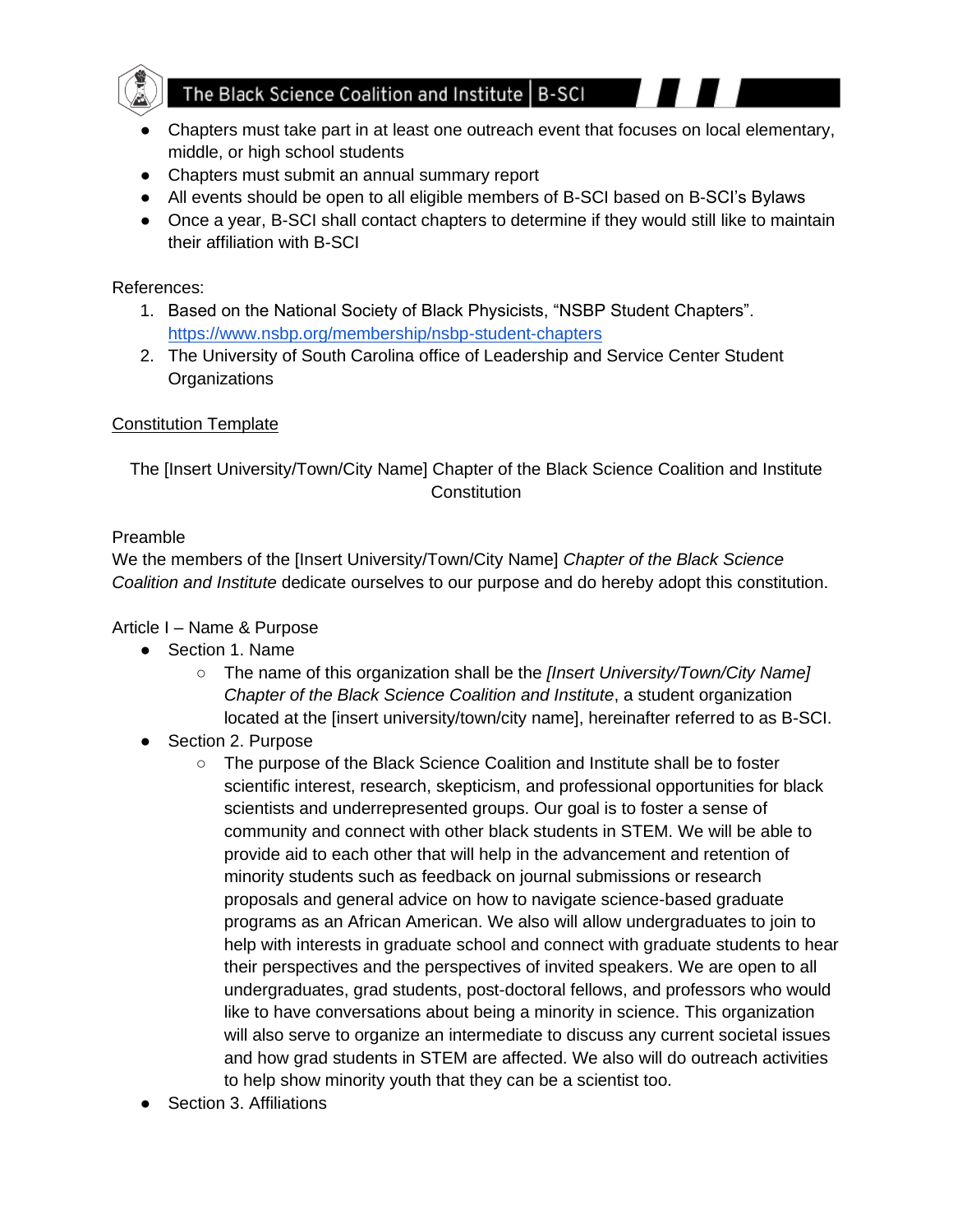- Chapters must take part in at least one outreach event that focuses on local elementary, middle, or high school students
- Chapters must submit an annual summary report
- All events should be open to all eligible members of B-SCI based on B-SCI's Bylaws
- Once a year, B-SCI shall contact chapters to determine if they would still like to maintain their affiliation with B-SCI

References:

1. Based on the National Society of Black Physicists, "NSBP Student Chapters". https://www.nsbp.org/membership/nsbp-student-chapters
2. The University of South Carolina office of Leadership and Service Center Student Organizations

Constitution Template

The [Insert University/Town/City Name] Chapter of the Black Science Coalition and Institute Constitution

Preamble

We the members of the [Insert University/Town/City Name] *Chapter of the Black Science Coalition and Institute* dedicate ourselves to our purpose and do hereby adopt this constitution.

Article I – Name & Purpose

- Section 1. Name
  - The name of this organization shall be the *[Insert University/Town/City Name] Chapter of the Black Science Coalition and Institute*, a student organization located at the [insert university/town/city name], hereinafter referred to as B-SCI.
- Section 2. Purpose
  - The purpose of the Black Science Coalition and Institute shall be to foster scientific interest, research, skepticism, and professional opportunities for black scientists and underrepresented groups. Our goal is to foster a sense of community and connect with other black students in STEM. We will be able to provide aid to each other that will help in the advancement and retention of minority students such as feedback on journal submissions or research proposals and general advice on how to navigate science-based graduate programs as an African American. We also will allow undergraduates to join to help with interests in graduate school and connect with graduate students to hear their perspectives and the perspectives of invited speakers. We are open to all undergraduates, grad students, post-doctoral fellows, and professors who would like to have conversations about being a minority in science. This organization will also serve to organize an intermediate to discuss any current societal issues and how grad students in STEM are affected. We also will do outreach activities to help show minority youth that they can be a scientist too.
- Section 3. Affiliations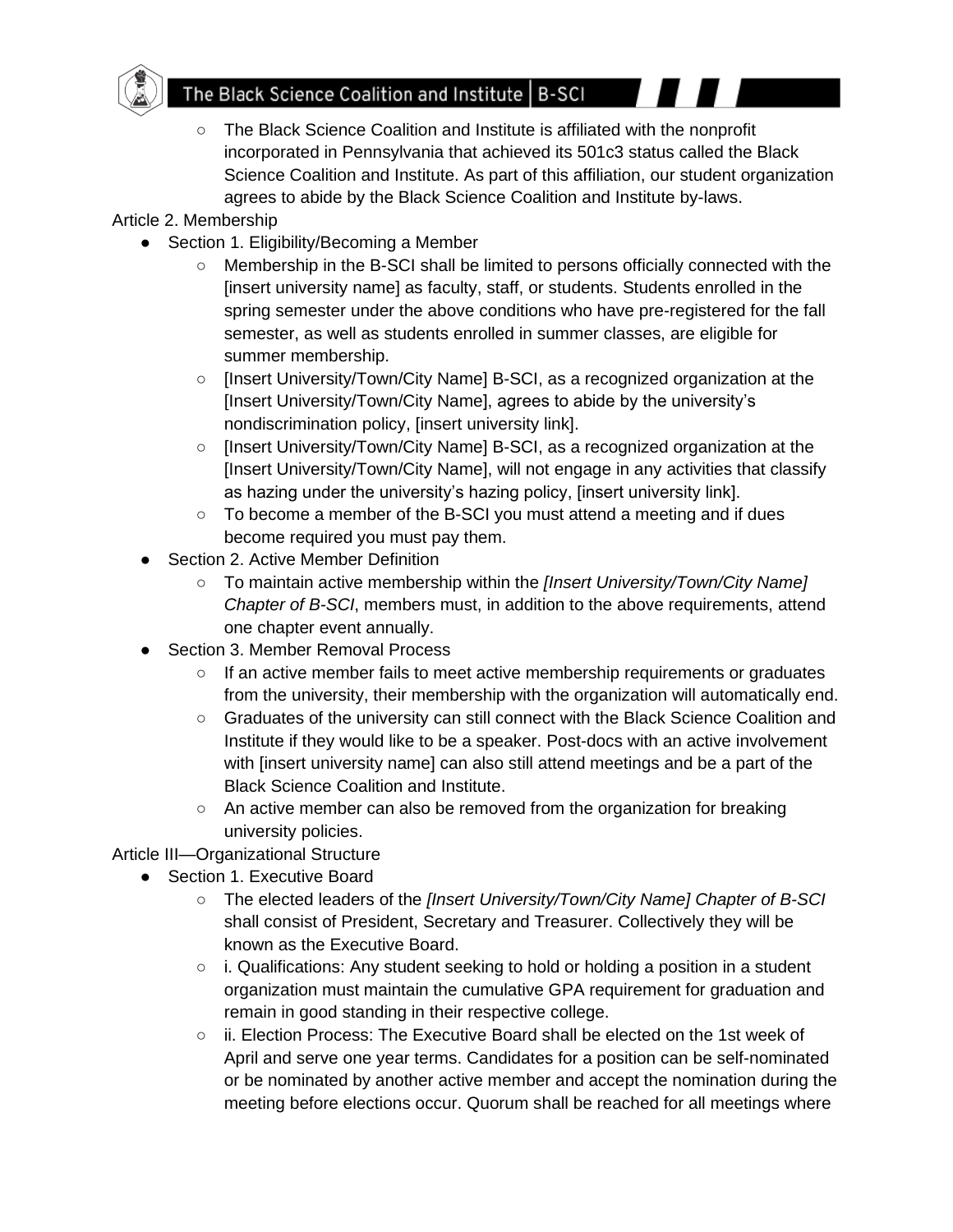- The Black Science Coalition and Institute is affiliated with the nonprofit incorporated in Pennsylvania that achieved its 501c3 status called the Black Science Coalition and Institute. As part of this affiliation, our student organization agrees to abide by the Black Science Coalition and Institute by-laws.

Article 2. Membership

- Section 1. Eligibility/Becoming a Member
    - Membership in the B-SCI shall be limited to persons officially connected with the [insert university name] as faculty, staff, or students. Students enrolled in the spring semester under the above conditions who have pre-registered for the fall semester, as well as students enrolled in summer classes, are eligible for summer membership.
    - [Insert University/Town/City Name] B-SCI, as a recognized organization at the [Insert University/Town/City Name], agrees to abide by the university's nondiscrimination policy, [insert university link].
    - [Insert University/Town/City Name] B-SCI, as a recognized organization at the [Insert University/Town/City Name], will not engage in any activities that classify as hazing under the university's hazing policy, [insert university link].
    - To become a member of the B-SCI you must attend a meeting and if dues become required you must pay them.
- Section 2. Active Member Definition
    - To maintain active membership within the *[Insert University/Town/City Name] Chapter of B-SCI*, members must, in addition to the above requirements, attend one chapter event annually.
- Section 3. Member Removal Process
    - If an active member fails to meet active membership requirements or graduates from the university, their membership with the organization will automatically end.
    - Graduates of the university can still connect with the Black Science Coalition and Institute if they would like to be a speaker. Post-docs with an active involvement with [insert university name] can also still attend meetings and be a part of the Black Science Coalition and Institute.
    - An active member can also be removed from the organization for breaking university policies.

Article III—Organizational Structure

- Section 1. Executive Board
    - The elected leaders of the *[Insert University/Town/City Name] Chapter of B-SCI* shall consist of President, Secretary and Treasurer. Collectively they will be known as the Executive Board.
    - i. Qualifications: Any student seeking to hold or holding a position in a student organization must maintain the cumulative GPA requirement for graduation and remain in good standing in their respective college.
    - ii. Election Process: The Executive Board shall be elected on the 1st week of April and serve one year terms. Candidates for a position can be self-nominated or be nominated by another active member and accept the nomination during the meeting before elections occur. Quorum shall be reached for all meetings where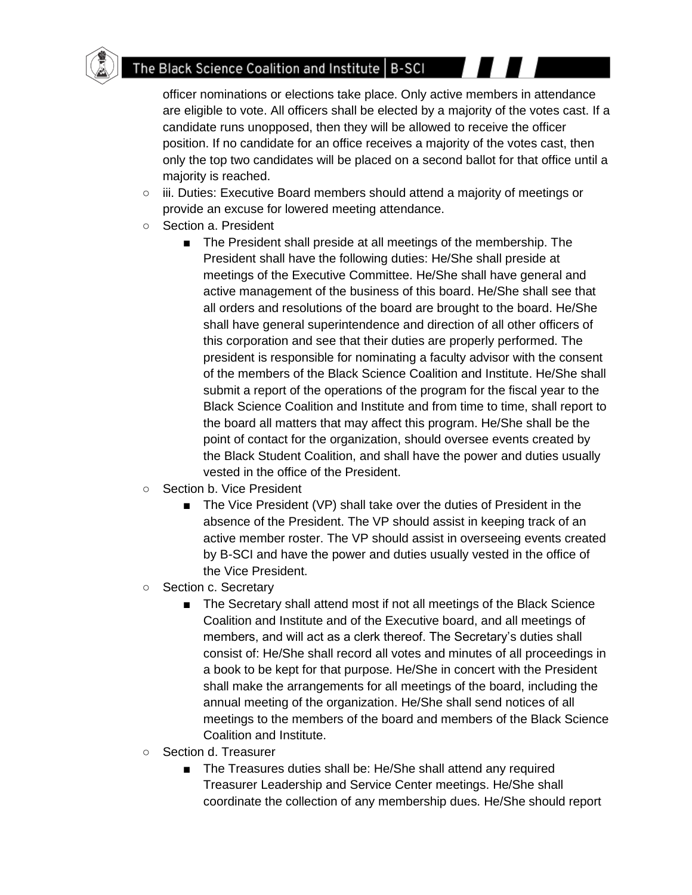officer nominations or elections take place. Only active members in attendance are eligible to vote. All officers shall be elected by a majority of the votes cast. If a candidate runs unopposed, then they will be allowed to receive the officer position. If no candidate for an office receives a majority of the votes cast, then only the top two candidates will be placed on a second ballot for that office until a majority is reached.

- iii. Duties: Executive Board members should attend a majority of meetings or provide an excuse for lowered meeting attendance.
- Section a. President
  - The President shall preside at all meetings of the membership. The President shall have the following duties: He/She shall preside at meetings of the Executive Committee. He/She shall have general and active management of the business of this board. He/She shall see that all orders and resolutions of the board are brought to the board. He/She shall have general superintendence and direction of all other officers of this corporation and see that their duties are properly performed. The president is responsible for nominating a faculty advisor with the consent of the members of the Black Science Coalition and Institute. He/She shall submit a report of the operations of the program for the fiscal year to the Black Science Coalition and Institute and from time to time, shall report to the board all matters that may affect this program. He/She shall be the point of contact for the organization, should oversee events created by the Black Student Coalition, and shall have the power and duties usually vested in the office of the President.
- Section b. Vice President
  - The Vice President (VP) shall take over the duties of President in the absence of the President. The VP should assist in keeping track of an active member roster. The VP should assist in overseeing events created by B-SCI and have the power and duties usually vested in the office of the Vice President.
- Section c. Secretary
  - The Secretary shall attend most if not all meetings of the Black Science Coalition and Institute and of the Executive board, and all meetings of members, and will act as a clerk thereof. The Secretary's duties shall consist of: He/She shall record all votes and minutes of all proceedings in a book to be kept for that purpose. He/She in concert with the President shall make the arrangements for all meetings of the board, including the annual meeting of the organization. He/She shall send notices of all meetings to the members of the board and members of the Black Science Coalition and Institute.
- Section d. Treasurer
  - The Treasures duties shall be: He/She shall attend any required Treasurer Leadership and Service Center meetings. He/She shall coordinate the collection of any membership dues. He/She should report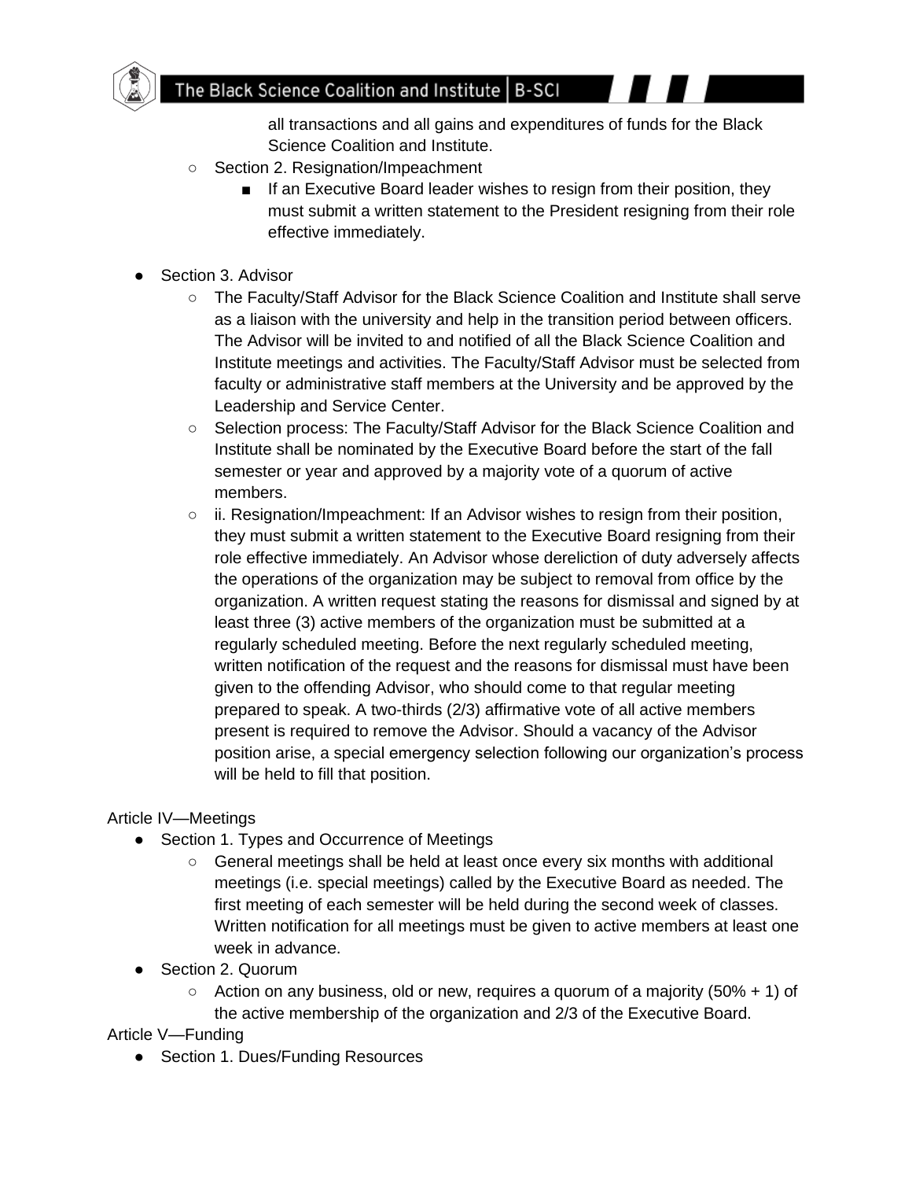all transactions and all gains and expenditures of funds for the Black Science Coalition and Institute.

- Section 2. Resignation/Impeachment
  - If an Executive Board leader wishes to resign from their position, they must submit a written statement to the President resigning from their role effective immediately.

- Section 3. Advisor
  - The Faculty/Staff Advisor for the Black Science Coalition and Institute shall serve as a liaison with the university and help in the transition period between officers. The Advisor will be invited to and notified of all the Black Science Coalition and Institute meetings and activities. The Faculty/Staff Advisor must be selected from faculty or administrative staff members at the University and be approved by the Leadership and Service Center.
  - Selection process: The Faculty/Staff Advisor for the Black Science Coalition and Institute shall be nominated by the Executive Board before the start of the fall semester or year and approved by a majority vote of a quorum of active members.
  - ii. Resignation/Impeachment: If an Advisor wishes to resign from their position, they must submit a written statement to the Executive Board resigning from their role effective immediately. An Advisor whose dereliction of duty adversely affects the operations of the organization may be subject to removal from office by the organization. A written request stating the reasons for dismissal and signed by at least three (3) active members of the organization must be submitted at a regularly scheduled meeting. Before the next regularly scheduled meeting, written notification of the request and the reasons for dismissal must have been given to the offending Advisor, who should come to that regular meeting prepared to speak. A two-thirds (2/3) affirmative vote of all active members present is required to remove the Advisor. Should a vacancy of the Advisor position arise, a special emergency selection following our organization's process will be held to fill that position.

Article IV—Meetings

- Section 1. Types and Occurrence of Meetings
  - General meetings shall be held at least once every six months with additional meetings (i.e. special meetings) called by the Executive Board as needed. The first meeting of each semester will be held during the second week of classes. Written notification for all meetings must be given to active members at least one week in advance.
- Section 2. Quorum
  - Action on any business, old or new, requires a quorum of a majority (50% + 1) of the active membership of the organization and 2/3 of the Executive Board.

Article V—Funding

- Section 1. Dues/Funding Resources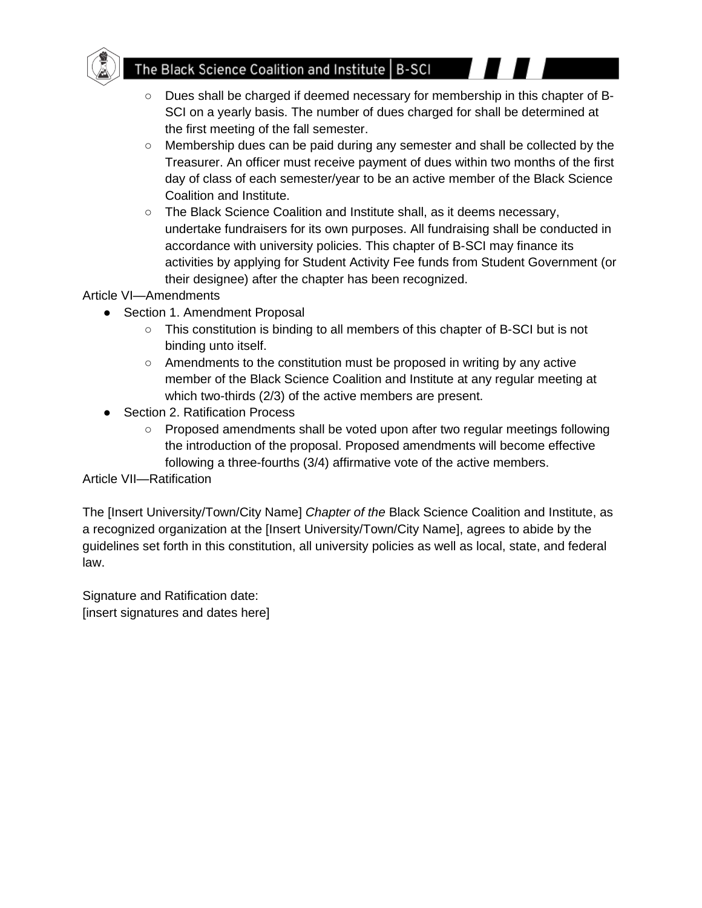- Dues shall be charged if deemed necessary for membership in this chapter of B-SCI on a yearly basis. The number of dues charged for shall be determined at the first meeting of the fall semester.
- Membership dues can be paid during any semester and shall be collected by the Treasurer. An officer must receive payment of dues within two months of the first day of class of each semester/year to be an active member of the Black Science Coalition and Institute.
- The Black Science Coalition and Institute shall, as it deems necessary, undertake fundraisers for its own purposes. All fundraising shall be conducted in accordance with university policies. This chapter of B-SCI may finance its activities by applying for Student Activity Fee funds from Student Government (or their designee) after the chapter has been recognized.

Article VI—Amendments

- Section 1. Amendment Proposal
  - This constitution is binding to all members of this chapter of B-SCI but is not binding unto itself.
  - Amendments to the constitution must be proposed in writing by any active member of the Black Science Coalition and Institute at any regular meeting at which two-thirds (2/3) of the active members are present.
- Section 2. Ratification Process
  - Proposed amendments shall be voted upon after two regular meetings following the introduction of the proposal. Proposed amendments will become effective following a three-fourths (3/4) affirmative vote of the active members.

Article VII—Ratification

The [Insert University/Town/City Name] *Chapter of the* Black Science Coalition and Institute, as a recognized organization at the [Insert University/Town/City Name], agrees to abide by the guidelines set forth in this constitution, all university policies as well as local, state, and federal law.

Signature and Ratification date:
[insert signatures and dates here]